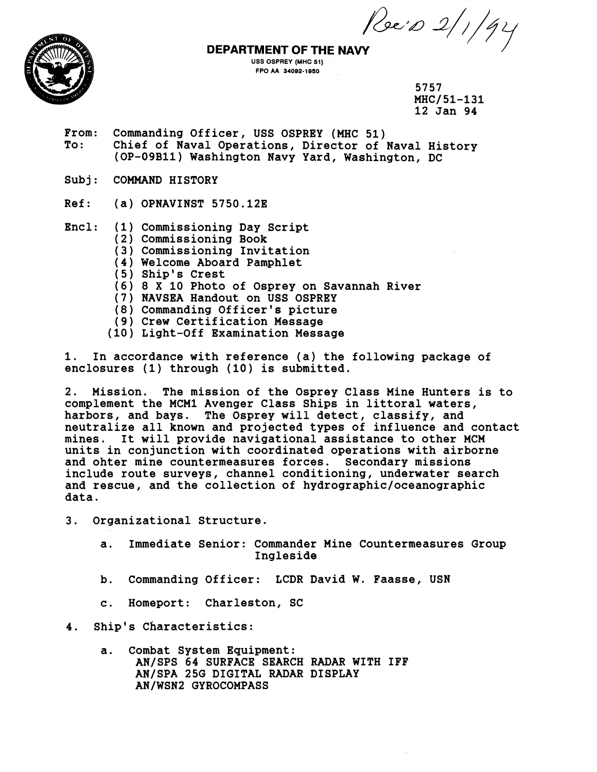Rec'd 2/1/94

**DEPARTMENT OF THE NAVY**
USS OSPREY (MHC 51)
FPO AA 34092-1950

5757
MHC/51-131
12 Jan 94

From: Commanding Officer, USS OSPREY (MHC 51)
To: Chief of Naval Operations, Director of Naval History (OP-09B11) Washington Navy Yard, Washington, DC

Subj: COMMAND HISTORY

Ref: (a) OPNAVINST 5750.12E

Encl: (1) Commissioning Day Script
(2) Commissioning Book
(3) Commissioning Invitation
(4) Welcome Aboard Pamphlet
(5) Ship's Crest
(6) 8 X 10 Photo of Osprey on Savannah River
(7) NAVSEA Handout on USS OSPREY
(8) Commanding Officer's picture
(9) Crew Certification Message
(10) Light-Off Examination Message

1. In accordance with reference (a) the following package of enclosures (1) through (10) is submitted.

2. Mission. The mission of the Osprey Class Mine Hunters is to complement the MCM1 Avenger Class Ships in littoral waters, harbors, and bays. The Osprey will detect, classify, and neutralize all known and projected types of influence and contact mines. It will provide navigational assistance to other MCM units in conjunction with coordinated operations with airborne and ohter mine countermeasures forces. Secondary missions include route surveys, channel conditioning, underwater search and rescue, and the collection of hydrographic/oceanographic data.

3. Organizational Structure.

a. Immediate Senior: Commander Mine Countermeasures Group Ingleside

b. Commanding Officer: LCDR David W. Faasse, USN

c. Homeport: Charleston, SC

4. Ship's Characteristics:

a. Combat System Equipment:
AN/SPS 64 SURFACE SEARCH RADAR WITH IFF
AN/SPA 25G DIGITAL RADAR DISPLAY
AN/WSN2 GYROCOMPASS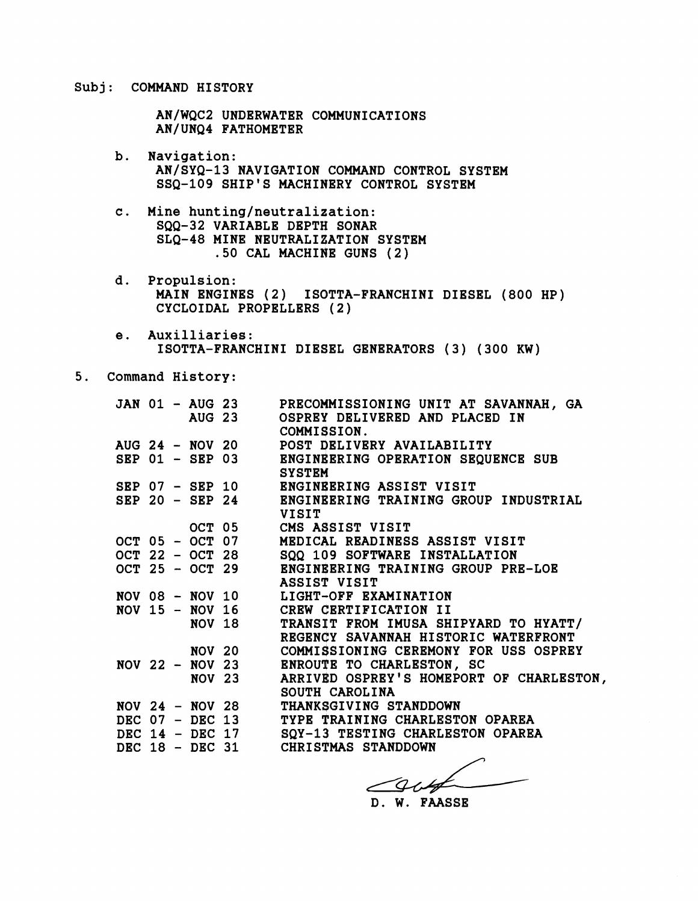Subj: COMMAND HISTORY

AN/WQC2 UNDERWATER COMMUNICATIONS
AN/UNQ4 FATHOMETER

b. Navigation:
AN/SYQ-13 NAVIGATION COMMAND CONTROL SYSTEM
SSQ-109 SHIP'S MACHINERY CONTROL SYSTEM

c. Mine hunting/neutralization:
SQQ-32 VARIABLE DEPTH SONAR
SLQ-48 MINE NEUTRALIZATION SYSTEM
.50 CAL MACHINE GUNS (2)

d. Propulsion:
MAIN ENGINES (2) ISOTTA-FRANCHINI DIESEL (800 HP)
CYCLOIDAL PROPELLERS (2)

e. Auxilliaries:
ISOTTA-FRANCHINI DIESEL GENERATORS (3) (300 KW)

5. Command History:

| | |
|---|---|
| JAN 01 - AUG 23 | PRECOMMISSIONING UNIT AT SAVANNAH, GA |
| AUG 23 | OSPREY DELIVERED AND PLACED IN COMMISSION. |
| AUG 24 - NOV 20 | POST DELIVERY AVAILABILITY |
| SEP 01 - SEP 03 | ENGINEERING OPERATION SEQUENCE SUB SYSTEM |
| SEP 07 - SEP 10 | ENGINEERING ASSIST VISIT |
| SEP 20 - SEP 24 | ENGINEERING TRAINING GROUP INDUSTRIAL VISIT |
| OCT 05 | CMS ASSIST VISIT |
| OCT 05 - OCT 07 | MEDICAL READINESS ASSIST VISIT |
| OCT 22 - OCT 28 | SQQ 109 SOFTWARE INSTALLATION |
| OCT 25 - OCT 29 | ENGINEERING TRAINING GROUP PRE-LOE ASSIST VISIT |
| NOV 08 - NOV 10 | LIGHT-OFF EXAMINATION |
| NOV 15 - NOV 16 | CREW CERTIFICATION II |
| NOV 18 | TRANSIT FROM IMUSA SHIPYARD TO HYATT/ REGENCY SAVANNAH HISTORIC WATERFRONT |
| NOV 20 | COMMISSIONING CEREMONY FOR USS OSPREY |
| NOV 22 - NOV 23 | ENROUTE TO CHARLESTON, SC |
| NOV 23 | ARRIVED OSPREY'S HOMEPORT OF CHARLESTON, SOUTH CAROLINA |
| NOV 24 - NOV 28 | THANKSGIVING STANDDOWN |
| DEC 07 - DEC 13 | TYPE TRAINING CHARLESTON OPAREA |
| DEC 14 - DEC 17 | SQY-13 TESTING CHARLESTON OPAREA |
| DEC 18 - DEC 31 | CHRISTMAS STANDDOWN |

D. W. FAASSE